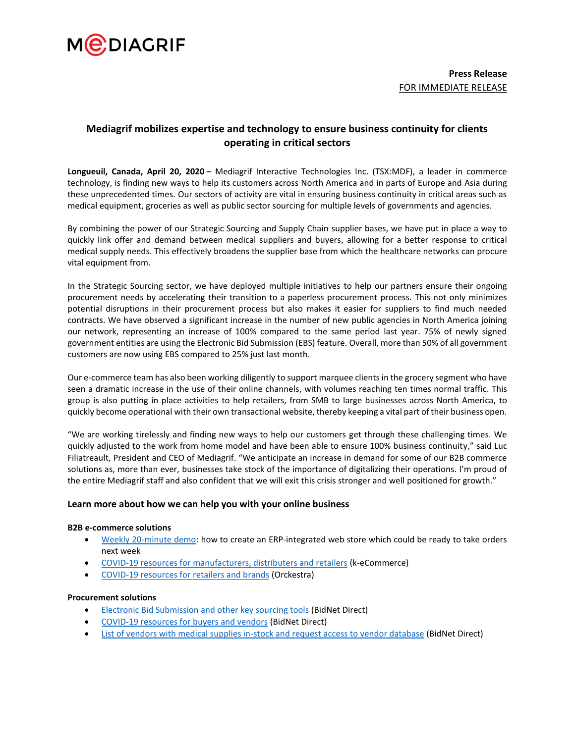MEDIAGRIF

**Press Release**
FOR IMMEDIATE RELEASE

# Mediagrif mobilizes expertise and technology to ensure business continuity for clients operating in critical sectors

**Longueuil, Canada, April 20, 2020** – Mediagrif Interactive Technologies Inc. (TSX:MDF), a leader in commerce technology, is finding new ways to help its customers across North America and in parts of Europe and Asia during these unprecedented times. Our sectors of activity are vital in ensuring business continuity in critical areas such as medical equipment, groceries as well as public sector sourcing for multiple levels of governments and agencies.

By combining the power of our Strategic Sourcing and Supply Chain supplier bases, we have put in place a way to quickly link offer and demand between medical suppliers and buyers, allowing for a better response to critical medical supply needs. This effectively broadens the supplier base from which the healthcare networks can procure vital equipment from.

In the Strategic Sourcing sector, we have deployed multiple initiatives to help our partners ensure their ongoing procurement needs by accelerating their transition to a paperless procurement process. This not only minimizes potential disruptions in their procurement process but also makes it easier for suppliers to find much needed contracts. We have observed a significant increase in the number of new public agencies in North America joining our network, representing an increase of 100% compared to the same period last year. 75% of newly signed government entities are using the Electronic Bid Submission (EBS) feature. Overall, more than 50% of all government customers are now using EBS compared to 25% just last month.

Our e-commerce team has also been working diligently to support marquee clients in the grocery segment who have seen a dramatic increase in the use of their online channels, with volumes reaching ten times normal traffic. This group is also putting in place activities to help retailers, from SMB to large businesses across North America, to quickly become operational with their own transactional website, thereby keeping a vital part of their business open.

"We are working tirelessly and finding new ways to help our customers get through these challenging times. We quickly adjusted to the work from home model and have been able to ensure 100% business continuity," said Luc Filiatreault, President and CEO of Mediagrif. "We anticipate an increase in demand for some of our B2B commerce solutions as, more than ever, businesses take stock of the importance of digitalizing their operations. I'm proud of the entire Mediagrif staff and also confident that we will exit this crisis stronger and well positioned for growth."

## Learn more about how we can help you with your online business

**B2B e-commerce solutions**

- Weekly 20-minute demo: how to create an ERP-integrated web store which could be ready to take orders next week
- COVID-19 resources for manufacturers, distributors and retailers (k-eCommerce)
- COVID-19 resources for retailers and brands (Orckestra)

**Procurement solutions**

- Electronic Bid Submission and other key sourcing tools (BidNet Direct)
- COVID-19 resources for buyers and vendors (BidNet Direct)
- List of vendors with medical supplies in-stock and request access to vendor database (BidNet Direct)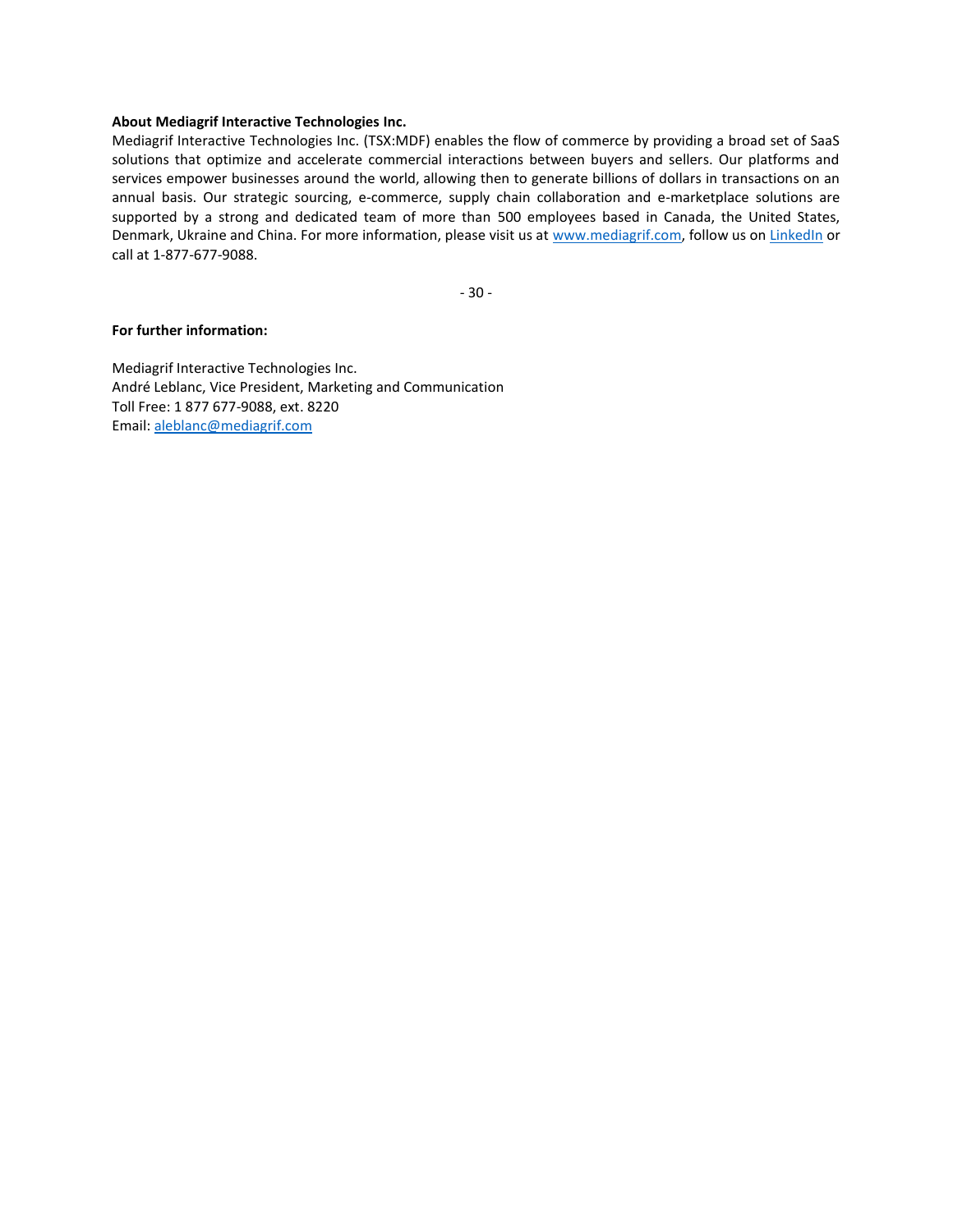**About Mediagrif Interactive Technologies Inc.**

Mediagrif Interactive Technologies Inc. (TSX:MDF) enables the flow of commerce by providing a broad set of SaaS solutions that optimize and accelerate commercial interactions between buyers and sellers. Our platforms and services empower businesses around the world, allowing then to generate billions of dollars in transactions on an annual basis. Our strategic sourcing, e-commerce, supply chain collaboration and e-marketplace solutions are supported by a strong and dedicated team of more than 500 employees based in Canada, the United States, Denmark, Ukraine and China. For more information, please visit us at [www.mediagrif.com](www.mediagrif.com), follow us on [LinkedIn]() or call at 1-877-677-9088.

- 30 -

**For further information:**

Mediagrif Interactive Technologies Inc.
André Leblanc, Vice President, Marketing and Communication
Toll Free: 1 877 677-9088, ext. 8220
Email: [aleblanc@mediagrif.com](mailto:aleblanc@mediagrif.com)